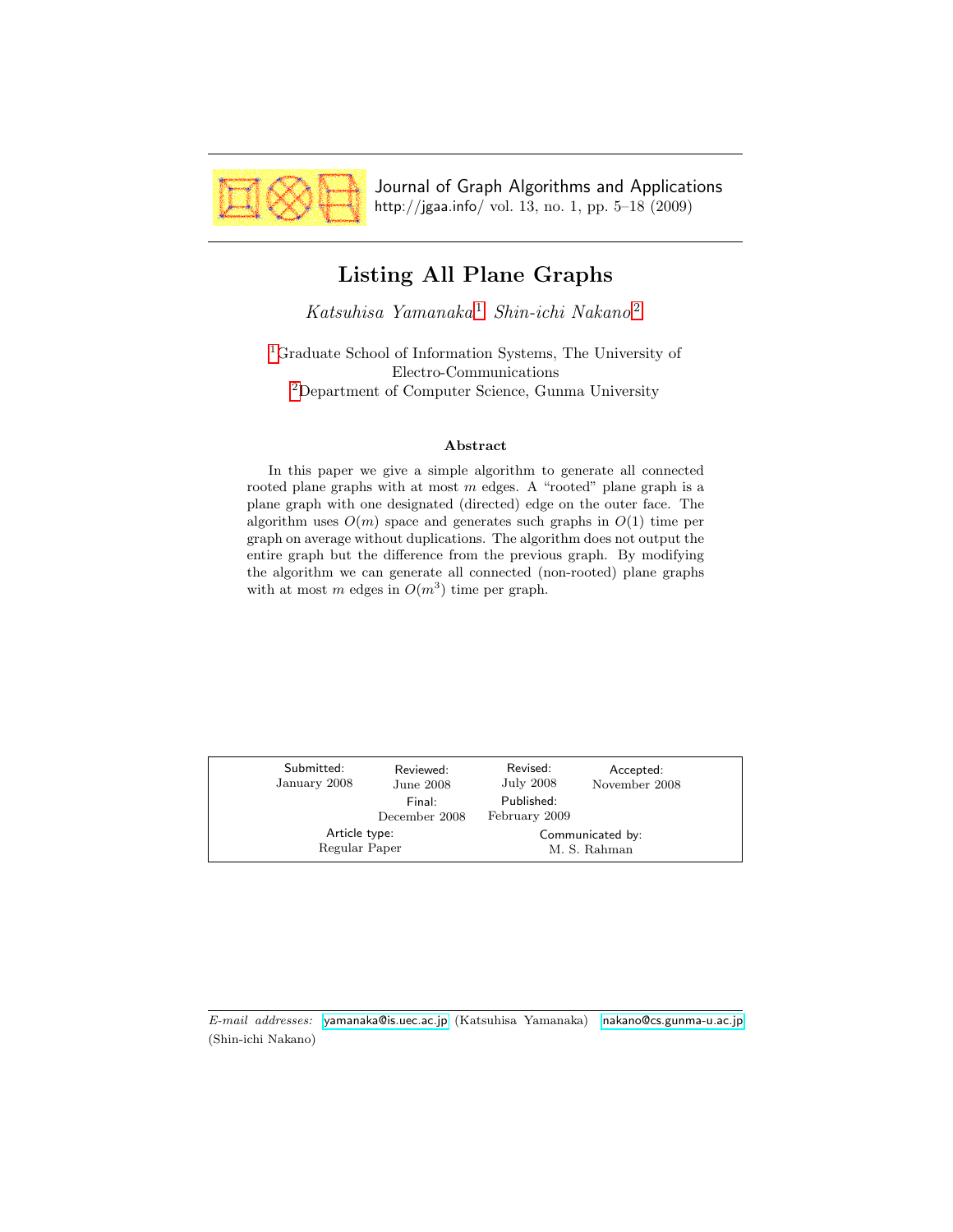# Listing All Plane Graphs

*Katsuhisa Yamanaka*[1] *Shin-ichi Nakano*[2]

[1]Graduate School of Information Systems, The University of Electro-Communications

[2]Department of Computer Science, Gunma University

### Abstract

In this paper we give a simple algorithm to generate all connected rooted plane graphs with at most $m$ edges. A "rooted" plane graph is a plane graph with one designated (directed) edge on the outer face. The algorithm uses $O(m)$ space and generates such graphs in $O(1)$ time per graph on average without duplications. The algorithm does not output the entire graph but the difference from the previous graph. By modifying the algorithm we can generate all connected (non-rooted) plane graphs with at most $m$ edges in $O(m^3)$ time per graph.

| Submitted: January 2008 | Reviewed: June 2008 | Revised: July 2008 | Accepted: November 2008 |
|---|---|---|---|
| | Final: December 2008 | Published: February 2009 | |
| Article type: Regular Paper | | Communicated by: M. S. Rahman | |

*E-mail addresses:* yamanaka@is.uec.ac.jp (Katsuhisa Yamanaka) nakano@cs.gunma-u.ac.jp (Shin-ichi Nakano)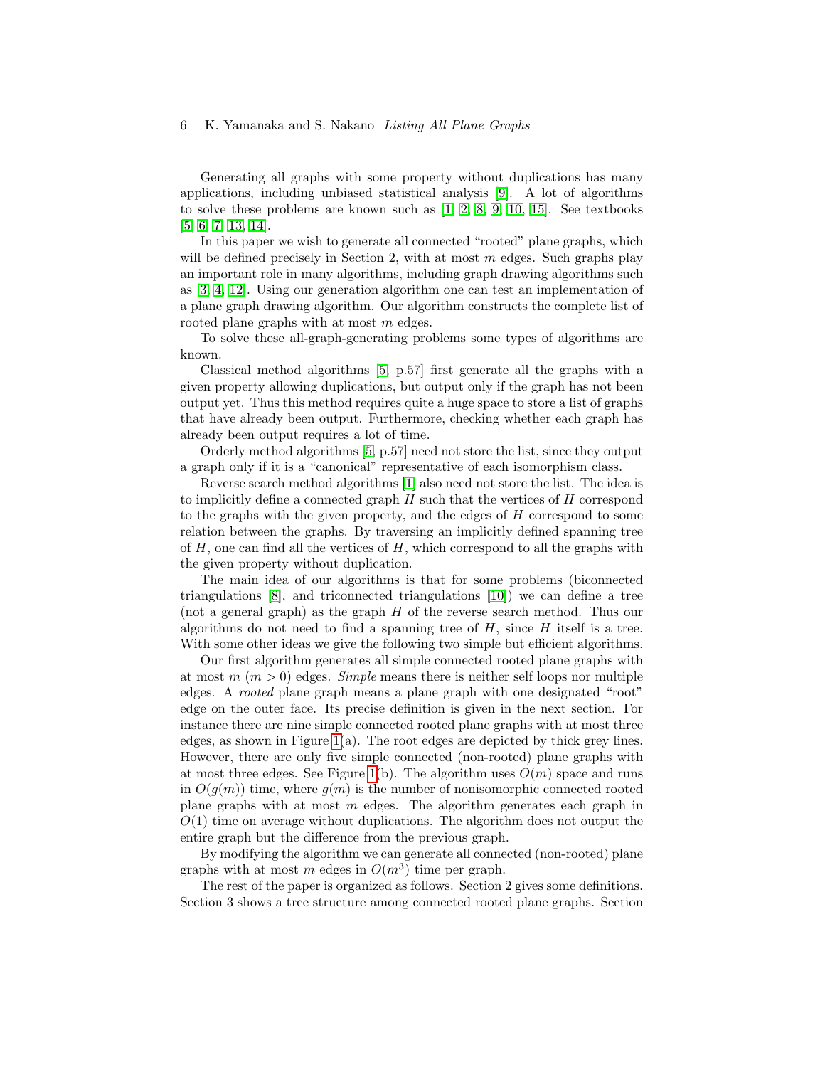Generating all graphs with some property without duplications has many applications, including unbiased statistical analysis [9]. A lot of algorithms to solve these problems are known such as [1, 2, 8, 9, 10, 15]. See textbooks [5, 6, 7, 13, 14].

In this paper we wish to generate all connected "rooted" plane graphs, which will be defined precisely in Section 2, with at most $m$ edges. Such graphs play an important role in many algorithms, including graph drawing algorithms such as [3, 4, 12]. Using our generation algorithm one can test an implementation of a plane graph drawing algorithm. Our algorithm constructs the complete list of rooted plane graphs with at most $m$ edges.

To solve these all-graph-generating problems some types of algorithms are known.

Classical method algorithms [5, p.57] first generate all the graphs with a given property allowing duplications, but output only if the graph has not been output yet. Thus this method requires quite a huge space to store a list of graphs that have already been output. Furthermore, checking whether each graph has already been output requires a lot of time.

Orderly method algorithms [5, p.57] need not store the list, since they output a graph only if it is a "canonical" representative of each isomorphism class.

Reverse search method algorithms [1] also need not store the list. The idea is to implicitly define a connected graph $H$ such that the vertices of $H$ correspond to the graphs with the given property, and the edges of $H$ correspond to some relation between the graphs. By traversing an implicitly defined spanning tree of $H$, one can find all the vertices of $H$, which correspond to all the graphs with the given property without duplication.

The main idea of our algorithms is that for some problems (biconnected triangulations [8], and triconnected triangulations [10]) we can define a tree (not a general graph) as the graph $H$ of the reverse search method. Thus our algorithms do not need to find a spanning tree of $H$, since $H$ itself is a tree. With some other ideas we give the following two simple but efficient algorithms.

Our first algorithm generates all simple connected rooted plane graphs with at most $m$ ($m > 0$) edges. *Simple* means there is neither self loops nor multiple edges. A *rooted* plane graph means a plane graph with one designated "root" edge on the outer face. Its precise definition is given in the next section. For instance there are nine simple connected rooted plane graphs with at most three edges, as shown in Figure 1(a). The root edges are depicted by thick grey lines. However, there are only five simple connected (non-rooted) plane graphs with at most three edges. See Figure 1(b). The algorithm uses $O(m)$ space and runs in $O(g(m))$ time, where $g(m)$ is the number of nonisomorphic connected rooted plane graphs with at most $m$ edges. The algorithm generates each graph in $O(1)$ time on average without duplications. The algorithm does not output the entire graph but the difference from the previous graph.

By modifying the algorithm we can generate all connected (non-rooted) plane graphs with at most $m$ edges in $O(m^3)$ time per graph.

The rest of the paper is organized as follows. Section 2 gives some definitions. Section 3 shows a tree structure among connected rooted plane graphs. Section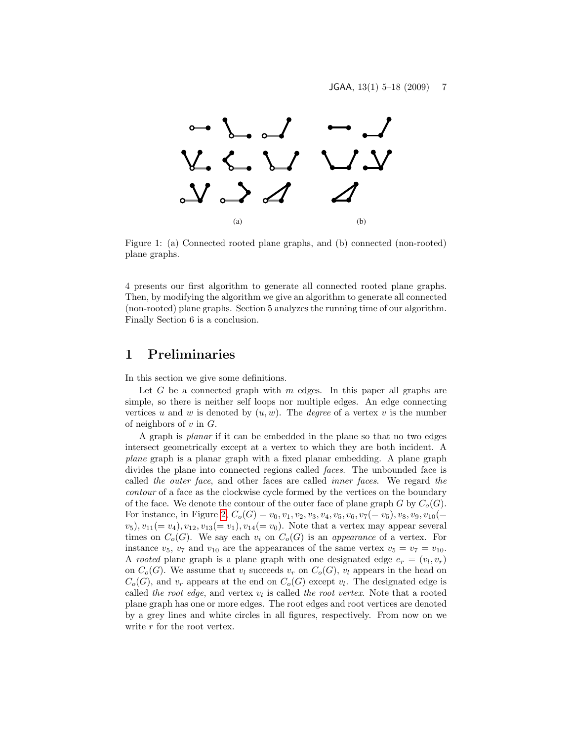Figure 1: (a) Connected rooted plane graphs, and (b) connected (non-rooted) plane graphs.

4 presents our first algorithm to generate all connected rooted plane graphs. Then, by modifying the algorithm we give an algorithm to generate all connected (non-rooted) plane graphs. Section 5 analyzes the running time of our algorithm. Finally Section 6 is a conclusion.

# 1 Preliminaries

In this section we give some definitions.

Let $G$ be a connected graph with $m$ edges. In this paper all graphs are simple, so there is neither self loops nor multiple edges. An edge connecting vertices $u$ and $w$ is denoted by $(u, w)$. The *degree* of a vertex $v$ is the number of neighbors of $v$ in $G$.

A graph is *planar* if it can be embedded in the plane so that no two edges intersect geometrically except at a vertex to which they are both incident. A *plane* graph is a planar graph with a fixed planar embedding. A plane graph divides the plane into connected regions called *faces*. The unbounded face is called *the outer face*, and other faces are called *inner faces*. We regard *the contour* of a face as the clockwise cycle formed by the vertices on the boundary of the face. We denote the contour of the outer face of plane graph $G$ by $C_o(G)$. For instance, in Figure 2, $C_o(G) = v_0, v_1, v_2, v_3, v_4, v_5, v_6, v_7(= v_5), v_8, v_9, v_{10}(= v_5), v_{11}(= v_4), v_{12}, v_{13}(= v_1), v_{14}(= v_0)$. Note that a vertex may appear several times on $C_o(G)$. We say each $v_i$ on $C_o(G)$ is an *appearance* of a vertex. For instance $v_5$, $v_7$ and $v_{10}$ are the appearances of the same vertex $v_5 = v_7 = v_{10}$. A *rooted* plane graph is a plane graph with one designated edge $e_r = (v_l, v_r)$ on $C_o(G)$. We assume that $v_l$ succeeds $v_r$ on $C_o(G)$, $v_l$ appears in the head on $C_o(G)$, and $v_r$ appears at the end on $C_o(G)$ except $v_l$. The designated edge is called *the root edge*, and vertex $v_l$ is called *the root vertex*. Note that a rooted plane graph has one or more edges. The root edges and root vertices are denoted by a grey lines and white circles in all figures, respectively. From now on we write $r$ for the root vertex.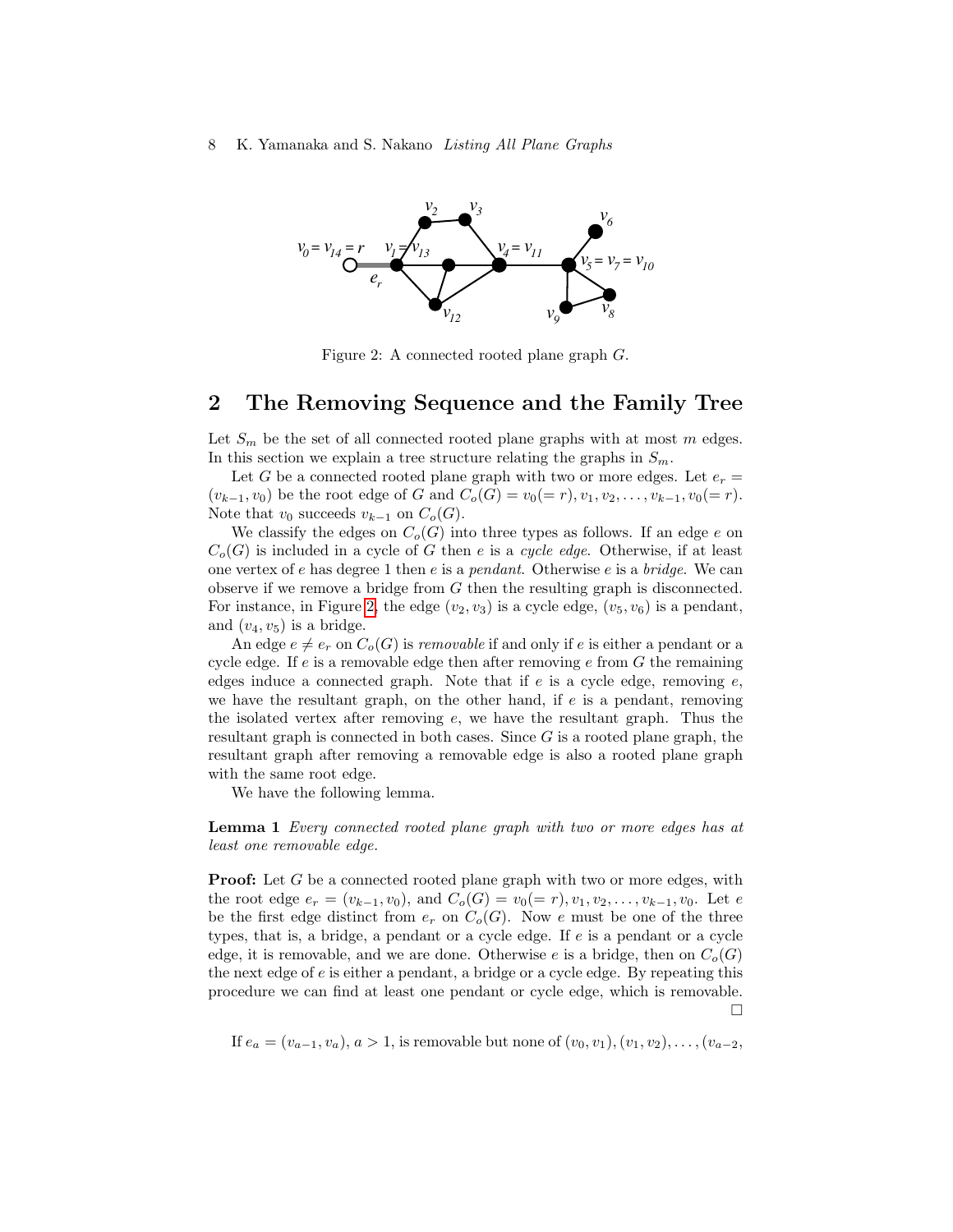Figure 2: A connected rooted plane graph $G$.

## 2 The Removing Sequence and the Family Tree

Let $S_m$ be the set of all connected rooted plane graphs with at most $m$ edges. In this section we explain a tree structure relating the graphs in $S_m$.

Let $G$ be a connected rooted plane graph with two or more edges. Let $e_r = (v_{k-1}, v_0)$ be the root edge of $G$ and $C_o(G) = v_0(= r), v_1, v_2, \ldots, v_{k-1}, v_0(= r)$. Note that $v_0$ succeeds $v_{k-1}$ on $C_o(G)$.

We classify the edges on $C_o(G)$ into three types as follows. If an edge $e$ on $C_o(G)$ is included in a cycle of $G$ then $e$ is a *cycle edge*. Otherwise, if at least one vertex of $e$ has degree 1 then $e$ is a *pendant*. Otherwise $e$ is a *bridge*. We can observe if we remove a bridge from $G$ then the resulting graph is disconnected. For instance, in Figure 2, the edge $(v_2, v_3)$ is a cycle edge, $(v_5, v_6)$ is a pendant, and $(v_4, v_5)$ is a bridge.

An edge $e \neq e_r$ on $C_o(G)$ is *removable* if and only if $e$ is either a pendant or a cycle edge. If $e$ is a removable edge then after removing $e$ from $G$ the remaining edges induce a connected graph. Note that if $e$ is a cycle edge, removing $e$, we have the resultant graph, on the other hand, if $e$ is a pendant, removing the isolated vertex after removing $e$, we have the resultant graph. Thus the resultant graph is connected in both cases. Since $G$ is a rooted plane graph, the resultant graph after removing a removable edge is also a rooted plane graph with the same root edge.

We have the following lemma.

**Lemma 1** *Every connected rooted plane graph with two or more edges has at least one removable edge.*

**Proof:** Let $G$ be a connected rooted plane graph with two or more edges, with the root edge $e_r = (v_{k-1}, v_0)$, and $C_o(G) = v_0(= r), v_1, v_2, \ldots, v_{k-1}, v_0$. Let $e$ be the first edge distinct from $e_r$ on $C_o(G)$. Now $e$ must be one of the three types, that is, a bridge, a pendant or a cycle edge. If $e$ is a pendant or a cycle edge, it is removable, and we are done. Otherwise $e$ is a bridge, then on $C_o(G)$ the next edge of $e$ is either a pendant, a bridge or a cycle edge. By repeating this procedure we can find at least one pendant or cycle edge, which is removable. □

If $e_a = (v_{a-1}, v_a)$, $a > 1$, is removable but none of $(v_0, v_1), (v_1, v_2), \ldots, (v_{a-2},$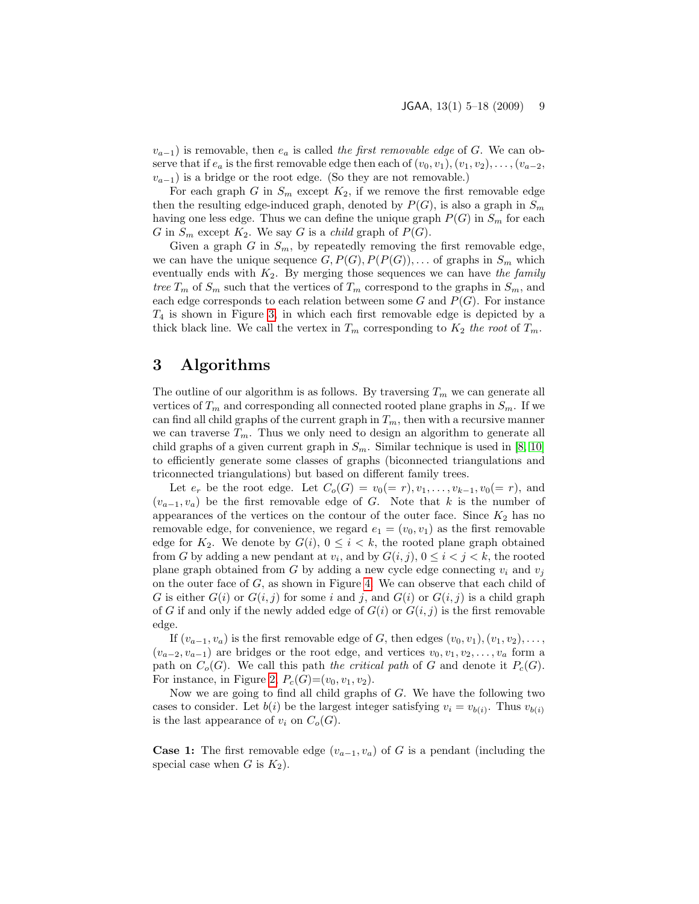$v_{a-1}$) is removable, then $e_a$ is called *the first removable edge* of $G$. We can observe that if $e_a$ is the first removable edge then each of $(v_0, v_1), (v_1, v_2), \ldots, (v_{a-2}, v_{a-1})$ is a bridge or the root edge. (So they are not removable.)

For each graph $G$ in $S_m$ except $K_2$, if we remove the first removable edge then the resulting edge-induced graph, denoted by $P(G)$, is also a graph in $S_m$ having one less edge. Thus we can define the unique graph $P(G)$ in $S_m$ for each $G$ in $S_m$ except $K_2$. We say $G$ is a *child* graph of $P(G)$.

Given a graph $G$ in $S_m$, by repeatedly removing the first removable edge, we can have the unique sequence $G, P(G), P(P(G)), \ldots$ of graphs in $S_m$ which eventually ends with $K_2$. By merging those sequences we can have *the family tree* $T_m$ of $S_m$ such that the vertices of $T_m$ correspond to the graphs in $S_m$, and each edge corresponds to each relation between some $G$ and $P(G)$. For instance $T_4$ is shown in Figure 3, in which each first removable edge is depicted by a thick black line. We call the vertex in $T_m$ corresponding to $K_2$ *the root* of $T_m$.

## 3 Algorithms

The outline of our algorithm is as follows. By traversing $T_m$ we can generate all vertices of $T_m$ and corresponding all connected rooted plane graphs in $S_m$. If we can find all child graphs of the current graph in $T_m$, then with a recursive manner we can traverse $T_m$. Thus we only need to design an algorithm to generate all child graphs of a given current graph in $S_m$. Similar technique is used in [8, 10] to efficiently generate some classes of graphs (biconnected triangulations and triconnected triangulations) but based on different family trees.

Let $e_r$ be the root edge. Let $C_o(G) = v_0(= r), v_1, \ldots, v_{k-1}, v_0(= r)$, and $(v_{a-1}, v_a)$ be the first removable edge of $G$. Note that $k$ is the number of appearances of the vertices on the contour of the outer face. Since $K_2$ has no removable edge, for convenience, we regard $e_1 = (v_0, v_1)$ as the first removable edge for $K_2$. We denote by $G(i)$, $0 \leq i < k$, the rooted plane graph obtained from $G$ by adding a new pendant at $v_i$, and by $G(i, j)$, $0 \leq i < j < k$, the rooted plane graph obtained from $G$ by adding a new cycle edge connecting $v_i$ and $v_j$ on the outer face of $G$, as shown in Figure 4. We can observe that each child of $G$ is either $G(i)$ or $G(i, j)$ for some $i$ and $j$, and $G(i)$ or $G(i, j)$ is a child graph of $G$ if and only if the newly added edge of $G(i)$ or $G(i, j)$ is the first removable edge.

If $(v_{a-1}, v_a)$ is the first removable edge of $G$, then edges $(v_0, v_1), (v_1, v_2), \ldots, (v_{a-2}, v_{a-1})$ are bridges or the root edge, and vertices $v_0, v_1, v_2, \ldots, v_a$ form a path on $C_o(G)$. We call this path *the critical path* of $G$ and denote it $P_c(G)$. For instance, in Figure 2, $P_c(G)=(v_0, v_1, v_2)$.

Now we are going to find all child graphs of $G$. We have the following two cases to consider. Let $b(i)$ be the largest integer satisfying $v_i = v_{b(i)}$. Thus $v_{b(i)}$ is the last appearance of $v_i$ on $C_o(G)$.

**Case 1:** The first removable edge $(v_{a-1}, v_a)$ of $G$ is a pendant (including the special case when $G$ is $K_2$).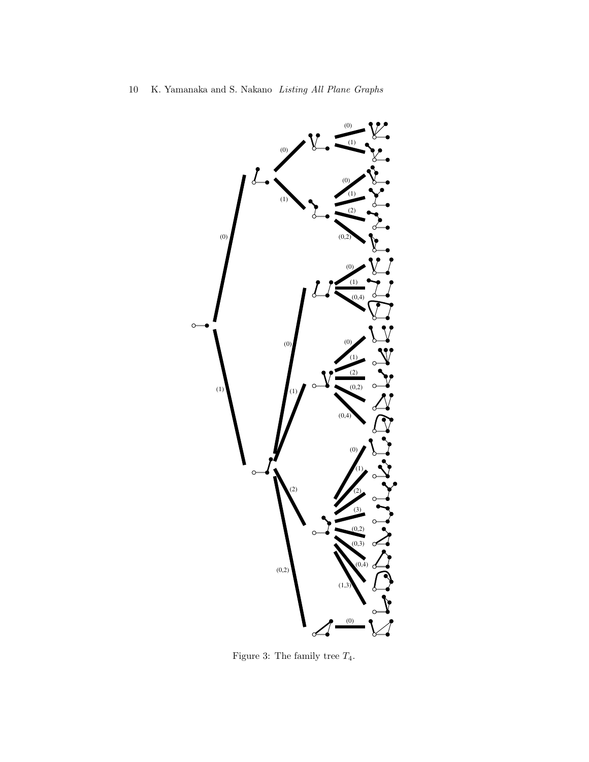Figure 3: The family tree $T_4$.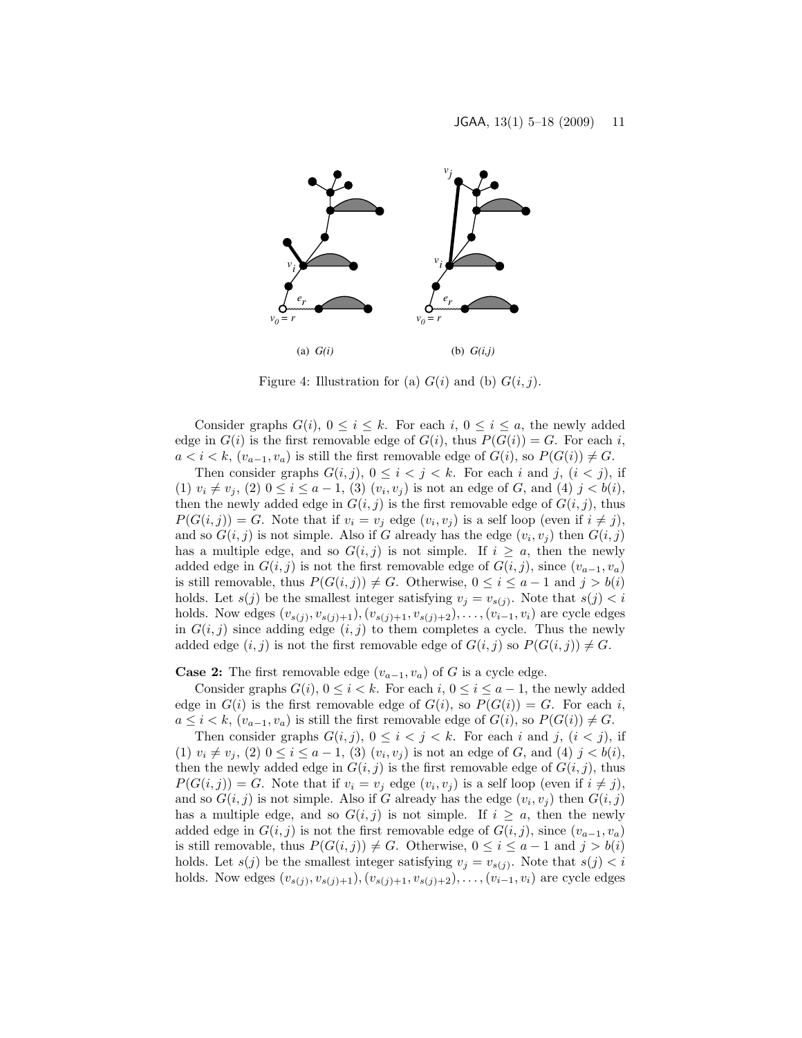(a) $G(i)$ (b) $G(i,j)$

Figure 4: Illustration for (a) $G(i)$ and (b) $G(i,j)$.

Consider graphs $G(i)$, $0 \leq i \leq k$. For each $i$, $0 \leq i \leq a$, the newly added edge in $G(i)$ is the first removable edge of $G(i)$, thus $P(G(i)) = G$. For each $i$, $a < i < k$, $(v_{a-1}, v_a)$ is still the first removable edge of $G(i)$, so $P(G(i)) \neq G$.

Then consider graphs $G(i,j)$, $0 \leq i < j < k$. For each $i$ and $j$, $(i < j)$, if (1) $v_i \neq v_j$, (2) $0 \leq i \leq a-1$, (3) $(v_i, v_j)$ is not an edge of $G$, and (4) $j < b(i)$, then the newly added edge in $G(i,j)$ is the first removable edge of $G(i,j)$, thus $P(G(i,j)) = G$. Note that if $v_i = v_j$ edge $(v_i, v_j)$ is a self loop (even if $i \neq j$), and so $G(i,j)$ is not simple. Also if $G$ already has the edge $(v_i, v_j)$ then $G(i,j)$ has a multiple edge, and so $G(i,j)$ is not simple. If $i \geq a$, then the newly added edge in $G(i,j)$ is not the first removable edge of $G(i,j)$, since $(v_{a-1}, v_a)$ is still removable, thus $P(G(i,j)) \neq G$. Otherwise, $0 \leq i \leq a-1$ and $j > b(i)$ holds. Let $s(j)$ be the smallest integer satisfying $v_j = v_{s(j)}$. Note that $s(j) < i$ holds. Now edges $(v_{s(j)}, v_{s(j)+1}), (v_{s(j)+1}, v_{s(j)+2}), \ldots, (v_{i-1}, v_i)$ are cycle edges in $G(i,j)$ since adding edge $(i,j)$ to them completes a cycle. Thus the newly added edge $(i,j)$ is not the first removable edge of $G(i,j)$ so $P(G(i,j)) \neq G$.

**Case 2:** The first removable edge $(v_{a-1}, v_a)$ of $G$ is a cycle edge.

Consider graphs $G(i)$, $0 \leq i < k$. For each $i$, $0 \leq i \leq a-1$, the newly added edge in $G(i)$ is the first removable edge of $G(i)$, so $P(G(i)) = G$. For each $i$, $a \leq i < k$, $(v_{a-1}, v_a)$ is still the first removable edge of $G(i)$, so $P(G(i)) \neq G$.

Then consider graphs $G(i,j)$, $0 \leq i < j < k$. For each $i$ and $j$, $(i < j)$, if (1) $v_i \neq v_j$, (2) $0 \leq i \leq a-1$, (3) $(v_i, v_j)$ is not an edge of $G$, and (4) $j < b(i)$, then the newly added edge in $G(i,j)$ is the first removable edge of $G(i,j)$, thus $P(G(i,j)) = G$. Note that if $v_i = v_j$ edge $(v_i, v_j)$ is a self loop (even if $i \neq j$), and so $G(i,j)$ is not simple. Also if $G$ already has the edge $(v_i, v_j)$ then $G(i,j)$ has a multiple edge, and so $G(i,j)$ is not simple. If $i \geq a$, then the newly added edge in $G(i,j)$ is not the first removable edge of $G(i,j)$, since $(v_{a-1}, v_a)$ is still removable, thus $P(G(i,j)) \neq G$. Otherwise, $0 \leq i \leq a-1$ and $j > b(i)$ holds. Let $s(j)$ be the smallest integer satisfying $v_j = v_{s(j)}$. Note that $s(j) < i$ holds. Now edges $(v_{s(j)}, v_{s(j)+1}), (v_{s(j)+1}, v_{s(j)+2}), \ldots, (v_{i-1}, v_i)$ are cycle edges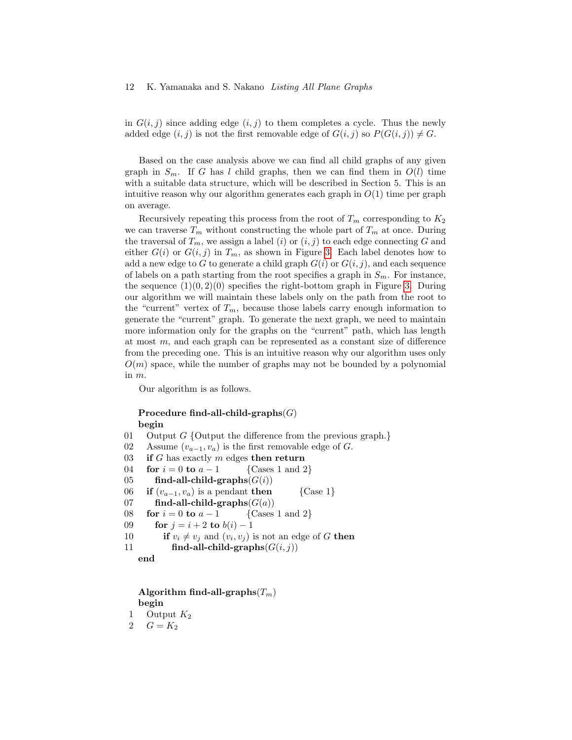in $G(i,j)$ since adding edge $(i,j)$ to them completes a cycle. Thus the newly added edge $(i,j)$ is not the first removable edge of $G(i,j)$ so $P(G(i,j)) \neq G$.

Based on the case analysis above we can find all child graphs of any given graph in $S_m$. If $G$ has $l$ child graphs, then we can find them in $O(l)$ time with a suitable data structure, which will be described in Section 5. This is an intuitive reason why our algorithm generates each graph in $O(1)$ time per graph on average.

Recursively repeating this process from the root of $T_m$ corresponding to $K_2$ we can traverse $T_m$ without constructing the whole part of $T_m$ at once. During the traversal of $T_m$, we assign a label $(i)$ or $(i,j)$ to each edge connecting $G$ and either $G(i)$ or $G(i,j)$ in $T_m$, as shown in Figure 3. Each label denotes how to add a new edge to $G$ to generate a child graph $G(i)$ or $G(i,j)$, and each sequence of labels on a path starting from the root specifies a graph in $S_m$. For instance, the sequence $(1)(0,2)(0)$ specifies the right-bottom graph in Figure 3. During our algorithm we will maintain these labels only on the path from the root to the "current" vertex of $T_m$, because those labels carry enough information to generate the "current" graph. To generate the next graph, we need to maintain more information only for the graphs on the "current" path, which has length at most $m$, and each graph can be represented as a constant size of difference from the preceding one. This is an intuitive reason why our algorithm uses only $O(m)$ space, while the number of graphs may not be bounded by a polynomial in $m$.

Our algorithm is as follows.

**Procedure find-all-child-graphs**$(G)$
**begin**
01 Output $G$ {Output the difference from the previous graph.}
02 Assume $(v_{a-1}, v_a)$ is the first removable edge of $G$.
03 **if** $G$ has exactly $m$ edges **then return**
04 **for** $i = 0$ **to** $a-1$ {Cases 1 and 2}
05 &nbsp;&nbsp;**find-all-child-graphs**$(G(i))$
06 **if** $(v_{a-1}, v_a)$ is a pendant **then** {Case 1}
07 &nbsp;&nbsp;**find-all-child-graphs**$(G(a))$
08 **for** $i = 0$ **to** $a-1$ {Cases 1 and 2}
09 &nbsp;&nbsp;**for** $j = i+2$ **to** $b(i)-1$
10 &nbsp;&nbsp;&nbsp;&nbsp;**if** $v_i \neq v_j$ and $(v_i, v_j)$ is not an edge of $G$ **then**
11 &nbsp;&nbsp;&nbsp;&nbsp;&nbsp;&nbsp;**find-all-child-graphs**$(G(i,j))$
**end**

**Algorithm find-all-graphs**$(T_m)$
**begin**
1 Output $K_2$
2 $G = K_2$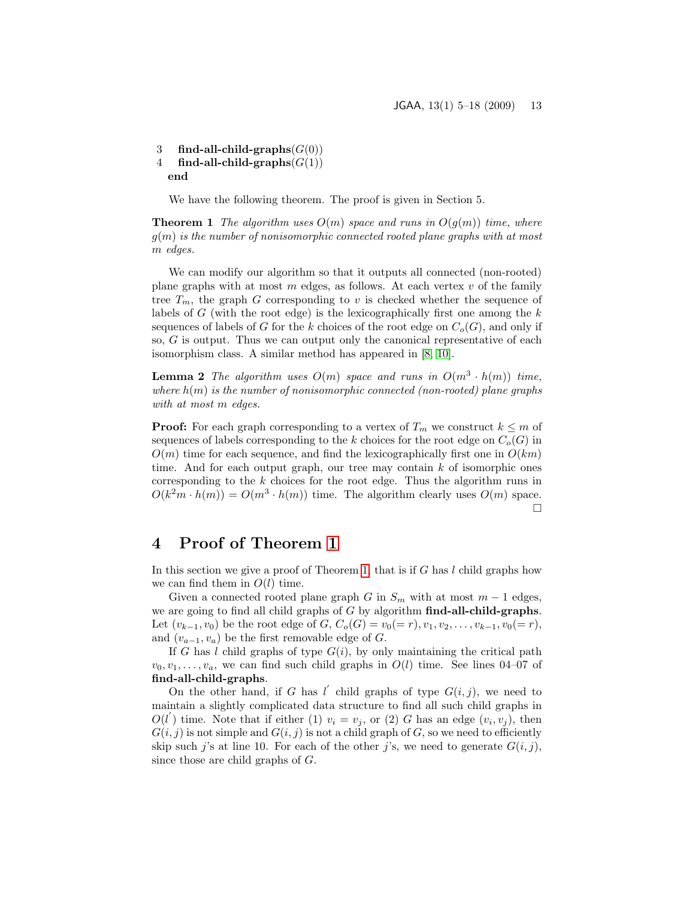```
3    find-all-child-graphs(G(0))
4    find-all-child-graphs(G(1))
     end
```

We have the following theorem. The proof is given in Section 5.

**Theorem 1** *The algorithm uses $O(m)$ space and runs in $O(g(m))$ time, where $g(m)$ is the number of nonisomorphic connected rooted plane graphs with at most $m$ edges.*

We can modify our algorithm so that it outputs all connected (non-rooted) plane graphs with at most $m$ edges, as follows. At each vertex $v$ of the family tree $T_m$, the graph $G$ corresponding to $v$ is checked whether the sequence of labels of $G$ (with the root edge) is the lexicographically first one among the $k$ sequences of labels of $G$ for the $k$ choices of the root edge on $C_o(G)$, and only if so, $G$ is output. Thus we can output only the canonical representative of each isomorphism class. A similar method has appeared in [8, 10].

**Lemma 2** *The algorithm uses $O(m)$ space and runs in $O(m^3 \cdot h(m))$ time, where $h(m)$ is the number of nonisomorphic connected (non-rooted) plane graphs with at most $m$ edges.*

**Proof:** For each graph corresponding to a vertex of $T_m$ we construct $k \leq m$ of sequences of labels corresponding to the $k$ choices for the root edge on $C_o(G)$ in $O(m)$ time for each sequence, and find the lexicographically first one in $O(km)$ time. And for each output graph, our tree may contain $k$ of isomorphic ones corresponding to the $k$ choices for the root edge. Thus the algorithm runs in $O(k^2 m \cdot h(m)) = O(m^3 \cdot h(m))$ time. The algorithm clearly uses $O(m)$ space. □

## 4 Proof of Theorem 1

In this section we give a proof of Theorem 1, that is if $G$ has $l$ child graphs how we can find them in $O(l)$ time.

Given a connected rooted plane graph $G$ in $S_m$ with at most $m-1$ edges, we are going to find all child graphs of $G$ by algorithm **find-all-child-graphs**. Let $(v_{k-1}, v_0)$ be the root edge of $G$, $C_o(G) = v_0(= r), v_1, v_2, \ldots, v_{k-1}, v_0(= r)$, and $(v_{a-1}, v_a)$ be the first removable edge of $G$.

If $G$ has $l$ child graphs of type $G(i)$, by only maintaining the critical path $v_0, v_1, \ldots, v_a$, we can find such child graphs in $O(l)$ time. See lines 04–07 of **find-all-child-graphs**.

On the other hand, if $G$ has $l'$ child graphs of type $G(i,j)$, we need to maintain a slightly complicated data structure to find all such child graphs in $O(l')$ time. Note that if either (1) $v_i = v_j$, or (2) $G$ has an edge $(v_i, v_j)$, then $G(i,j)$ is not simple and $G(i,j)$ is not a child graph of $G$, so we need to efficiently skip such $j$'s at line 10. For each of the other $j$'s, we need to generate $G(i,j)$, since those are child graphs of $G$.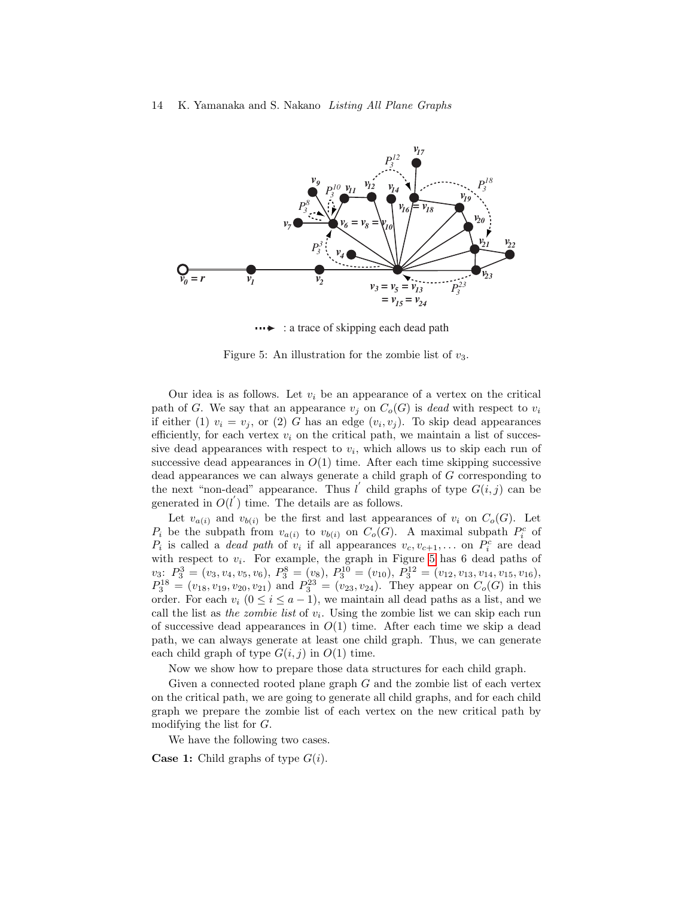Figure 5: An illustration for the zombie list of $v_3$.

Our idea is as follows. Let $v_i$ be an appearance of a vertex on the critical path of $G$. We say that an appearance $v_j$ on $C_o(G)$ is *dead* with respect to $v_i$ if either (1) $v_i = v_j$, or (2) $G$ has an edge $(v_i, v_j)$. To skip dead appearances efficiently, for each vertex $v_i$ on the critical path, we maintain a list of successive dead appearances with respect to $v_i$, which allows us to skip each run of successive dead appearances in $O(1)$ time. After each time skipping successive dead appearances we can always generate a child graph of $G$ corresponding to the next "non-dead" appearance. Thus $l'$ child graphs of type $G(i, j)$ can be generated in $O(l')$ time. The details are as follows.

Let $v_{a(i)}$ and $v_{b(i)}$ be the first and last appearances of $v_i$ on $C_o(G)$. Let $P_i$ be the subpath from $v_{a(i)}$ to $v_{b(i)}$ on $C_o(G)$. A maximal subpath $P_i^c$ of $P_i$ is called a *dead path* of $v_i$ if all appearances $v_c, v_{c+1}, \ldots$ on $P_i^c$ are dead with respect to $v_i$. For example, the graph in Figure 5 has 6 dead paths of $v_3$: $P_3^3 = (v_3, v_4, v_5, v_6)$, $P_3^8 = (v_8)$, $P_3^{10} = (v_{10})$, $P_3^{12} = (v_{12}, v_{13}, v_{14}, v_{15}, v_{16})$, $P_3^{18} = (v_{18}, v_{19}, v_{20}, v_{21})$ and $P_3^{23} = (v_{23}, v_{24})$. They appear on $C_o(G)$ in this order. For each $v_i$ $(0 \leq i \leq a-1)$, we maintain all dead paths as a list, and we call the list as *the zombie list* of $v_i$. Using the zombie list we can skip each run of successive dead appearances in $O(1)$ time. After each time we skip a dead path, we can always generate at least one child graph. Thus, we can generate each child graph of type $G(i, j)$ in $O(1)$ time.

Now we show how to prepare those data structures for each child graph.

Given a connected rooted plane graph $G$ and the zombie list of each vertex on the critical path, we are going to generate all child graphs, and for each child graph we prepare the zombie list of each vertex on the new critical path by modifying the list for $G$.

We have the following two cases.

**Case 1:** Child graphs of type $G(i)$.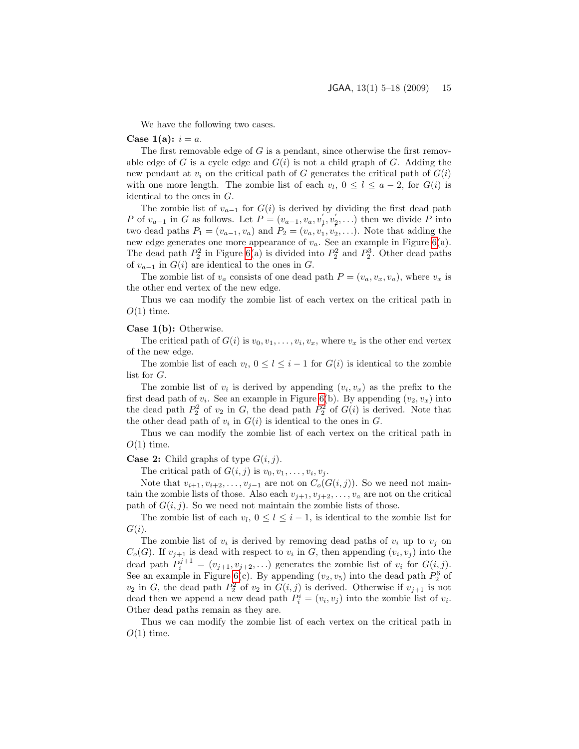We have the following two cases.

**Case 1(a):** $i = a$.

The first removable edge of $G$ is a pendant, since otherwise the first removable edge of $G$ is a cycle edge and $G(i)$ is not a child graph of $G$. Adding the new pendant at $v_i$ on the critical path of $G$ generates the critical path of $G(i)$ with one more length. The zombie list of each $v_l$, $0 \le l \le a-2$, for $G(i)$ is identical to the ones in $G$.

The zombie list of $v_{a-1}$ for $G(i)$ is derived by dividing the first dead path $P$ of $v_{a-1}$ in $G$ as follows. Let $P = (v_{a-1}, v_a, v_1', v_2', \ldots)$ then we divide $P$ into two dead paths $P_1 = (v_{a-1}, v_a)$ and $P_2 = (v_a, v_1', v_2', \ldots)$. Note that adding the new edge generates one more appearance of $v_a$. See an example in Figure 6(a). The dead path $P_2^2$ in Figure 6(a) is divided into $P_2^2$ and $P_2^3$. Other dead paths of $v_{a-1}$ in $G(i)$ are identical to the ones in $G$.

The zombie list of $v_a$ consists of one dead path $P = (v_a, v_x, v_a)$, where $v_x$ is the other end vertex of the new edge.

Thus we can modify the zombie list of each vertex on the critical path in $O(1)$ time.

**Case 1(b):** Otherwise.

The critical path of $G(i)$ is $v_0, v_1, \ldots, v_i, v_x$, where $v_x$ is the other end vertex of the new edge.

The zombie list of each $v_l$, $0 \le l \le i-1$ for $G(i)$ is identical to the zombie list for $G$.

The zombie list of $v_i$ is derived by appending $(v_i, v_x)$ as the prefix to the first dead path of $v_i$. See an example in Figure 6(b). By appending $(v_2, v_x)$ into the dead path $P_2^2$ of $v_2$ in $G$, the dead path $P_2^2$ of $G(i)$ is derived. Note that the other dead path of $v_i$ in $G(i)$ is identical to the ones in $G$.

Thus we can modify the zombie list of each vertex on the critical path in $O(1)$ time.

**Case 2:** Child graphs of type $G(i, j)$.

The critical path of $G(i, j)$ is $v_0, v_1, \ldots, v_i, v_j$.

Note that $v_{i+1}, v_{i+2}, \ldots, v_{j-1}$ are not on $C_o(G(i, j))$. So we need not maintain the zombie lists of those. Also each $v_{j+1}, v_{j+2}, \ldots, v_a$ are not on the critical path of $G(i, j)$. So we need not maintain the zombie lists of those.

The zombie list of each $v_l$, $0 \le l \le i-1$, is identical to the zombie list for $G(i)$.

The zombie list of $v_i$ is derived by removing dead paths of $v_i$ up to $v_j$ on $C_o(G)$. If $v_{j+1}$ is dead with respect to $v_i$ in $G$, then appending $(v_i, v_j)$ into the dead path $P_i^{j+1} = (v_{j+1}, v_{j+2}, \ldots)$ generates the zombie list of $v_i$ for $G(i, j)$. See an example in Figure 6(c). By appending $(v_2, v_5)$ into the dead path $P_2^6$ of $v_2$ in $G$, the dead path $P_2^2$ of $v_2$ in $G(i, j)$ is derived. Otherwise if $v_{j+1}$ is not dead then we append a new dead path $P_i^i = (v_i, v_j)$ into the zombie list of $v_i$. Other dead paths remain as they are.

Thus we can modify the zombie list of each vertex on the critical path in $O(1)$ time.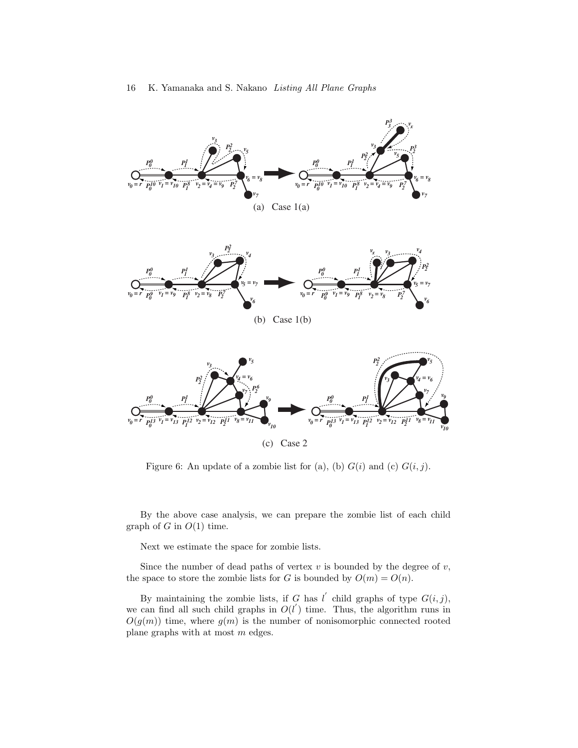(a) Case 1(a)

(b) Case 1(b)

(c) Case 2

Figure 6: An update of a zombie list for (a), (b) $G(i)$ and (c) $G(i, j)$.

By the above case analysis, we can prepare the zombie list of each child graph of $G$ in $O(1)$ time.

Next we estimate the space for zombie lists.

Since the number of dead paths of vertex $v$ is bounded by the degree of $v$, the space to store the zombie lists for $G$ is bounded by $O(m) = O(n)$.

By maintaining the zombie lists, if $G$ has $l'$ child graphs of type $G(i, j)$, we can find all such child graphs in $O(l')$ time. Thus, the algorithm runs in $O(g(m))$ time, where $g(m)$ is the number of nonisomorphic connected rooted plane graphs with at most $m$ edges.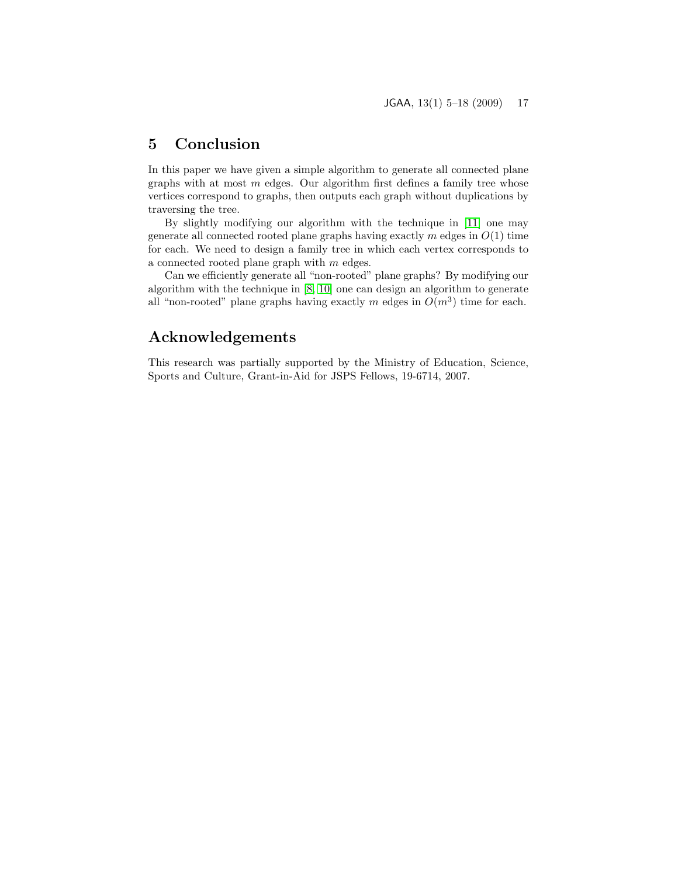# 5 Conclusion

In this paper we have given a simple algorithm to generate all connected plane graphs with at most $m$ edges. Our algorithm first defines a family tree whose vertices correspond to graphs, then outputs each graph without duplications by traversing the tree.

By slightly modifying our algorithm with the technique in [11] one may generate all connected rooted plane graphs having exactly $m$ edges in $O(1)$ time for each. We need to design a family tree in which each vertex corresponds to a connected rooted plane graph with $m$ edges.

Can we efficiently generate all "non-rooted" plane graphs? By modifying our algorithm with the technique in [8, 10] one can design an algorithm to generate all "non-rooted" plane graphs having exactly $m$ edges in $O(m^3)$ time for each.

# Acknowledgements

This research was partially supported by the Ministry of Education, Science, Sports and Culture, Grant-in-Aid for JSPS Fellows, 19-6714, 2007.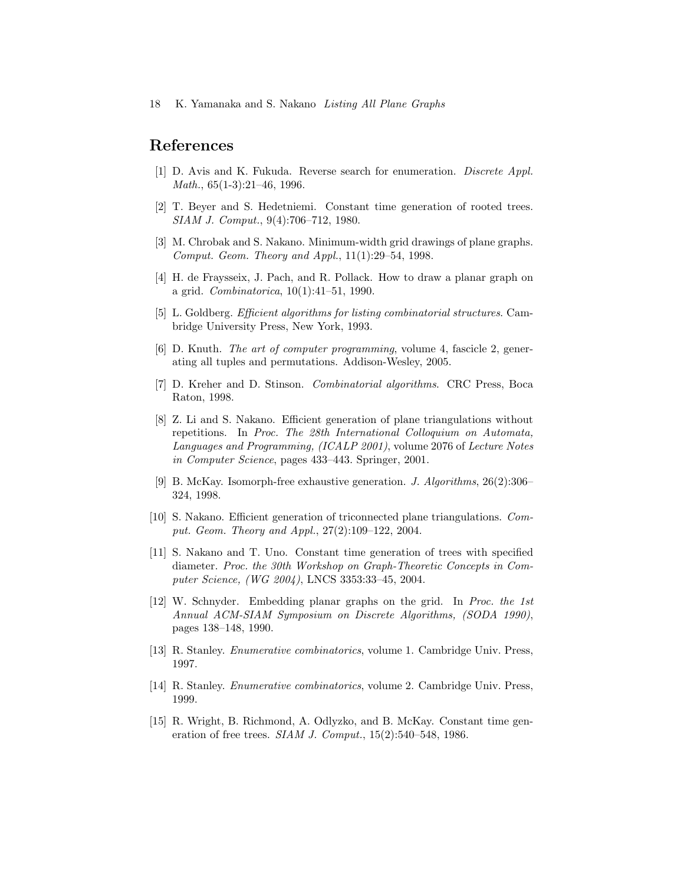## References

[1] D. Avis and K. Fukuda. Reverse search for enumeration. *Discrete Appl. Math.*, 65(1-3):21–46, 1996.

[2] T. Beyer and S. Hedetniemi. Constant time generation of rooted trees. *SIAM J. Comput.*, 9(4):706–712, 1980.

[3] M. Chrobak and S. Nakano. Minimum-width grid drawings of plane graphs. *Comput. Geom. Theory and Appl.*, 11(1):29–54, 1998.

[4] H. de Fraysseix, J. Pach, and R. Pollack. How to draw a planar graph on a grid. *Combinatorica*, 10(1):41–51, 1990.

[5] L. Goldberg. *Efficient algorithms for listing combinatorial structures*. Cambridge University Press, New York, 1993.

[6] D. Knuth. *The art of computer programming*, volume 4, fascicle 2, generating all tuples and permutations. Addison-Wesley, 2005.

[7] D. Kreher and D. Stinson. *Combinatorial algorithms*. CRC Press, Boca Raton, 1998.

[8] Z. Li and S. Nakano. Efficient generation of plane triangulations without repetitions. In *Proc. The 28th International Colloquium on Automata, Languages and Programming, (ICALP 2001)*, volume 2076 of *Lecture Notes in Computer Science*, pages 433–443. Springer, 2001.

[9] B. McKay. Isomorph-free exhaustive generation. *J. Algorithms*, 26(2):306–324, 1998.

[10] S. Nakano. Efficient generation of triconnected plane triangulations. *Comput. Geom. Theory and Appl.*, 27(2):109–122, 2004.

[11] S. Nakano and T. Uno. Constant time generation of trees with specified diameter. *Proc. the 30th Workshop on Graph-Theoretic Concepts in Computer Science, (WG 2004)*, LNCS 3353:33–45, 2004.

[12] W. Schnyder. Embedding planar graphs on the grid. In *Proc. the 1st Annual ACM-SIAM Symposium on Discrete Algorithms, (SODA 1990)*, pages 138–148, 1990.

[13] R. Stanley. *Enumerative combinatorics*, volume 1. Cambridge Univ. Press, 1997.

[14] R. Stanley. *Enumerative combinatorics*, volume 2. Cambridge Univ. Press, 1999.

[15] R. Wright, B. Richmond, A. Odlyzko, and B. McKay. Constant time generation of free trees. *SIAM J. Comput.*, 15(2):540–548, 1986.